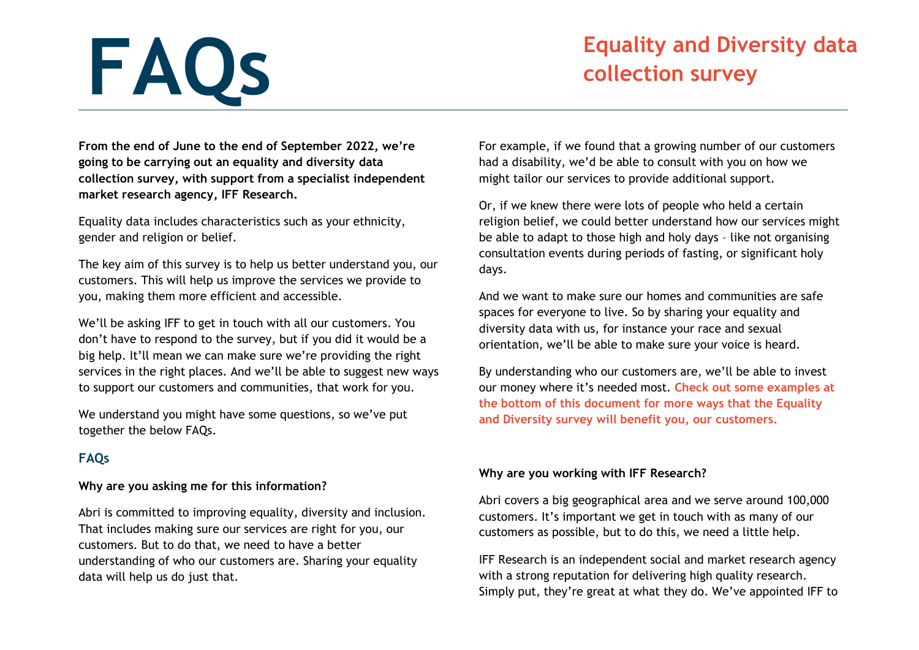# FAQs

## Equality and Diversity data collection survey

**From the end of June to the end of September 2022, we're going to be carrying out an equality and diversity data collection survey, with support from a specialist independent market research agency, IFF Research.**

Equality data includes characteristics such as your ethnicity, gender and religion or belief.

The key aim of this survey is to help us better understand you, our customers. This will help us improve the services we provide to you, making them more efficient and accessible.

We'll be asking IFF to get in touch with all our customers. You don't have to respond to the survey, but if you did it would be a big help. It'll mean we can make sure we're providing the right services in the right places. And we'll be able to suggest new ways to support our customers and communities, that work for you.

We understand you might have some questions, so we've put together the below FAQs.

### FAQs

**Why are you asking me for this information?**

Abri is committed to improving equality, diversity and inclusion. That includes making sure our services are right for you, our customers. But to do that, we need to have a better understanding of who our customers are. Sharing your equality data will help us do just that.

For example, if we found that a growing number of our customers had a disability, we'd be able to consult with you on how we might tailor our services to provide additional support.

Or, if we knew there were lots of people who held a certain religion belief, we could better understand how our services might be able to adapt to those high and holy days – like not organising consultation events during periods of fasting, or significant holy days.

And we want to make sure our homes and communities are safe spaces for everyone to live. So by sharing your equality and diversity data with us, for instance your race and sexual orientation, we'll be able to make sure your voice is heard.

By understanding who our customers are, we'll be able to invest our money where it's needed most. **Check out some examples at the bottom of this document for more ways that the Equality and Diversity survey will benefit you, our customers.**

**Why are you working with IFF Research?**

Abri covers a big geographical area and we serve around 100,000 customers. It's important we get in touch with as many of our customers as possible, but to do this, we need a little help.

IFF Research is an independent social and market research agency with a strong reputation for delivering high quality research. Simply put, they're great at what they do. We've appointed IFF to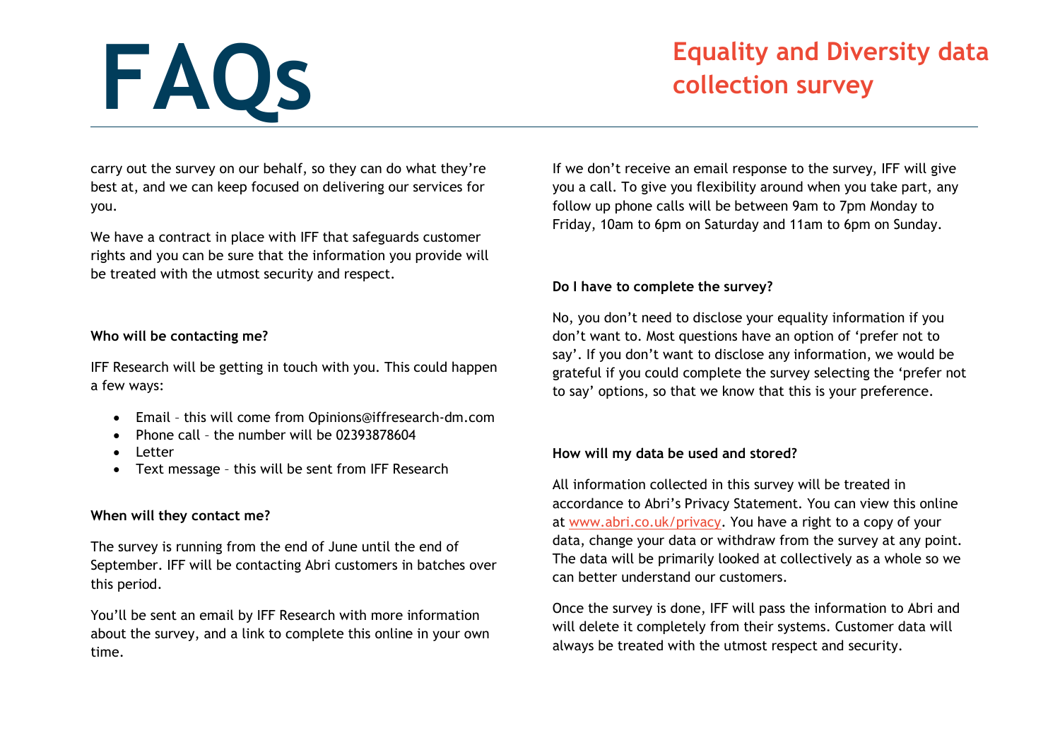carry out the survey on our behalf, so they can do what they're best at, and we can keep focused on delivering our services for you.

We have a contract in place with IFF that safeguards customer rights and you can be sure that the information you provide will be treated with the utmost security and respect.

**Who will be contacting me?**

IFF Research will be getting in touch with you. This could happen a few ways:

- Email – this will come from Opinions@iffresearch-dm.com
- Phone call – the number will be 02393878604
- Letter
- Text message – this will be sent from IFF Research

**When will they contact me?**

The survey is running from the end of June until the end of September. IFF will be contacting Abri customers in batches over this period.

You'll be sent an email by IFF Research with more information about the survey, and a link to complete this online in your own time.

If we don't receive an email response to the survey, IFF will give you a call. To give you flexibility around when you take part, any follow up phone calls will be between 9am to 7pm Monday to Friday, 10am to 6pm on Saturday and 11am to 6pm on Sunday.

**Do I have to complete the survey?**

No, you don't need to disclose your equality information if you don't want to. Most questions have an option of 'prefer not to say'. If you don't want to disclose any information, we would be grateful if you could complete the survey selecting the 'prefer not to say' options, so that we know that this is your preference.

**How will my data be used and stored?**

All information collected in this survey will be treated in accordance to Abri's Privacy Statement. You can view this online at [www.abri.co.uk/privacy](www.abri.co.uk/privacy). You have a right to a copy of your data, change your data or withdraw from the survey at any point. The data will be primarily looked at collectively as a whole so we can better understand our customers.

Once the survey is done, IFF will pass the information to Abri and will delete it completely from their systems. Customer data will always be treated with the utmost respect and security.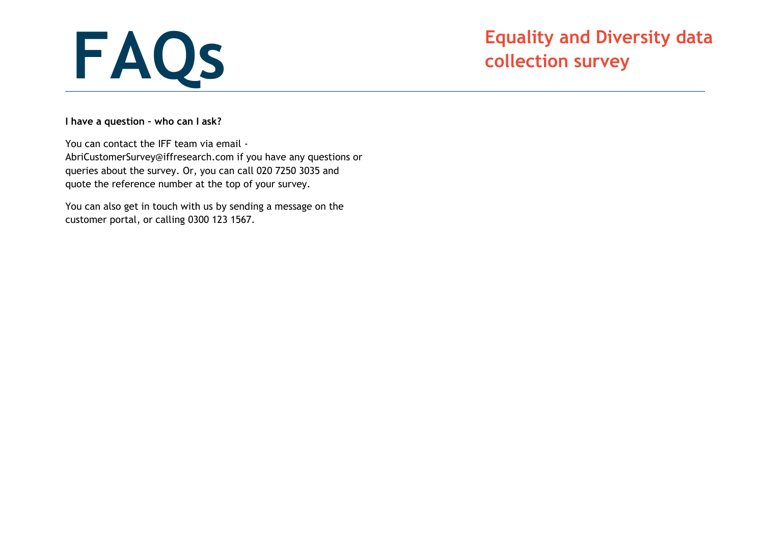# FAQs

## Equality and Diversity data collection survey

**I have a question – who can I ask?**

You can contact the IFF team via email - AbriCustomerSurvey@iffresearch.com if you have any questions or queries about the survey. Or, you can call 020 7250 3035 and quote the reference number at the top of your survey.

You can also get in touch with us by sending a message on the customer portal, or calling 0300 123 1567.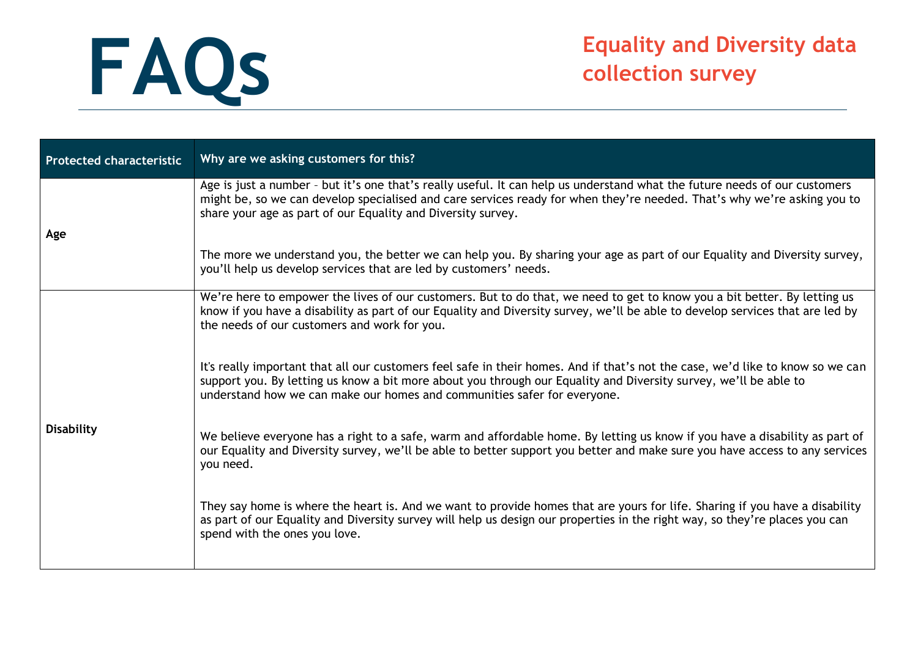# FAQs

## Equality and Diversity data collection survey

| Protected characteristic | Why are we asking customers for this? |
| --- | --- |
| Age | Age is just a number – but it's one that's really useful. It can help us understand what the future needs of our customers might be, so we can develop specialised and care services ready for when they're needed. That's why we're asking you to share your age as part of our Equality and Diversity survey.<br><br>The more we understand you, the better we can help you. By sharing your age as part of our Equality and Diversity survey, you'll help us develop services that are led by customers' needs. |
| Disability | We're here to empower the lives of our customers. But to do that, we need to get to know you a bit better. By letting us know if you have a disability as part of our Equality and Diversity survey, we'll be able to develop services that are led by the needs of our customers and work for you.<br><br>It's really important that all our customers feel safe in their homes. And if that's not the case, we'd like to know so we can support you. By letting us know a bit more about you through our Equality and Diversity survey, we'll be able to understand how we can make our homes and communities safer for everyone.<br><br>We believe everyone has a right to a safe, warm and affordable home. By letting us know if you have a disability as part of our Equality and Diversity survey, we'll be able to better support you better and make sure you have access to any services you need.<br><br>They say home is where the heart is. And we want to provide homes that are yours for life. Sharing if you have a disability as part of our Equality and Diversity survey will help us design our properties in the right way, so they're places you can spend with the ones you love. |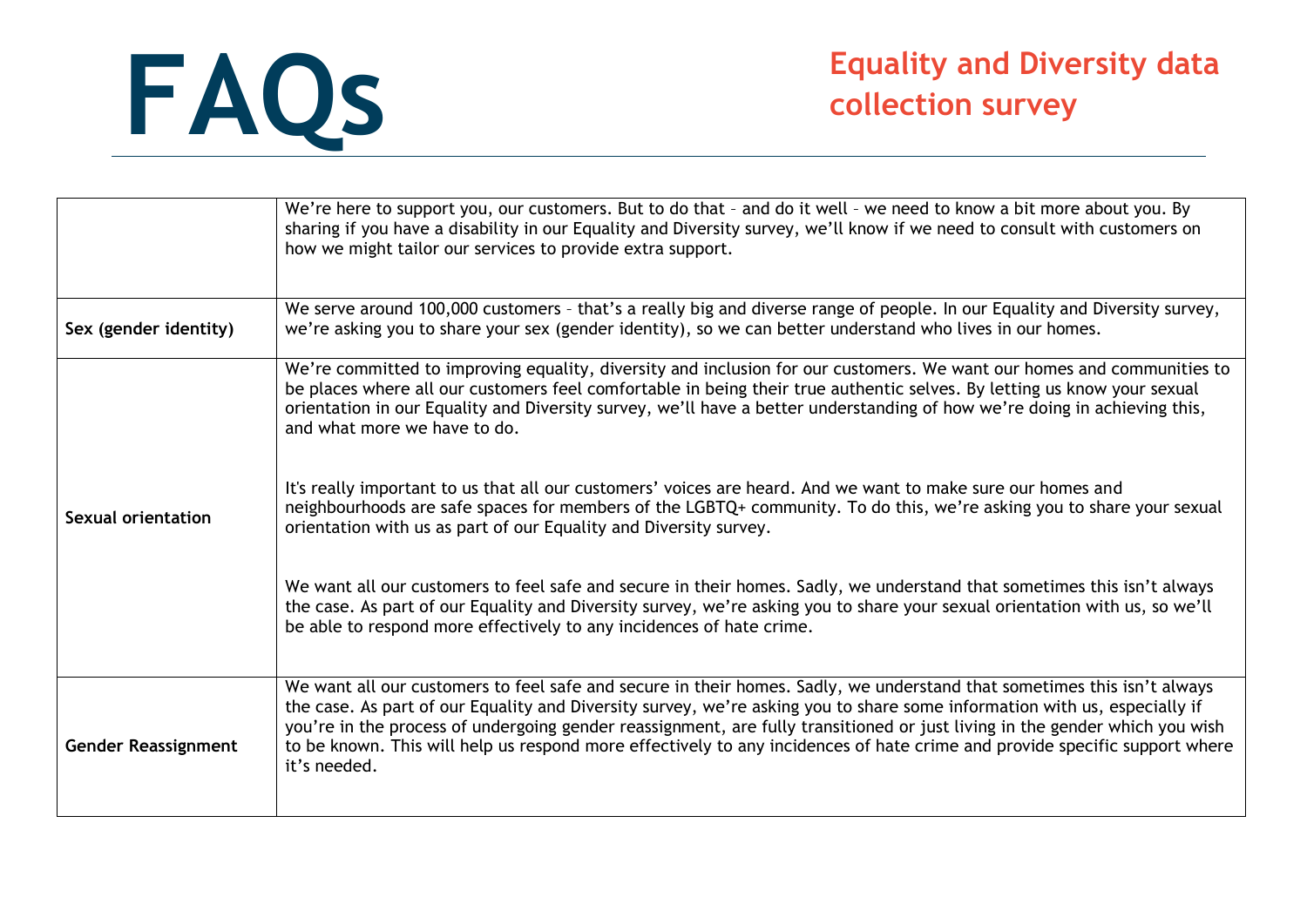# FAQs

## Equality and Diversity data collection survey

| | |
|---|---|
| | We're here to support you, our customers. But to do that – and do it well – we need to know a bit more about you. By sharing if you have a disability in our Equality and Diversity survey, we'll know if we need to consult with customers on how we might tailor our services to provide extra support. |
| **Sex (gender identity)** | We serve around 100,000 customers – that's a really big and diverse range of people. In our Equality and Diversity survey, we're asking you to share your sex (gender identity), so we can better understand who lives in our homes. |
| **Sexual orientation** | We're committed to improving equality, diversity and inclusion for our customers. We want our homes and communities to be places where all our customers feel comfortable in being their true authentic selves. By letting us know your sexual orientation in our Equality and Diversity survey, we'll have a better understanding of how we're doing in achieving this, and what more we have to do.<br><br>It's really important to us that all our customers' voices are heard. And we want to make sure our homes and neighbourhoods are safe spaces for members of the LGBTQ+ community. To do this, we're asking you to share your sexual orientation with us as part of our Equality and Diversity survey.<br><br>We want all our customers to feel safe and secure in their homes. Sadly, we understand that sometimes this isn't always the case. As part of our Equality and Diversity survey, we're asking you to share your sexual orientation with us, so we'll be able to respond more effectively to any incidences of hate crime. |
| **Gender Reassignment** | We want all our customers to feel safe and secure in their homes. Sadly, we understand that sometimes this isn't always the case. As part of our Equality and Diversity survey, we're asking you to share some information with us, especially if you're in the process of undergoing gender reassignment, are fully transitioned or just living in the gender which you wish to be known. This will help us respond more effectively to any incidences of hate crime and provide specific support where it's needed. |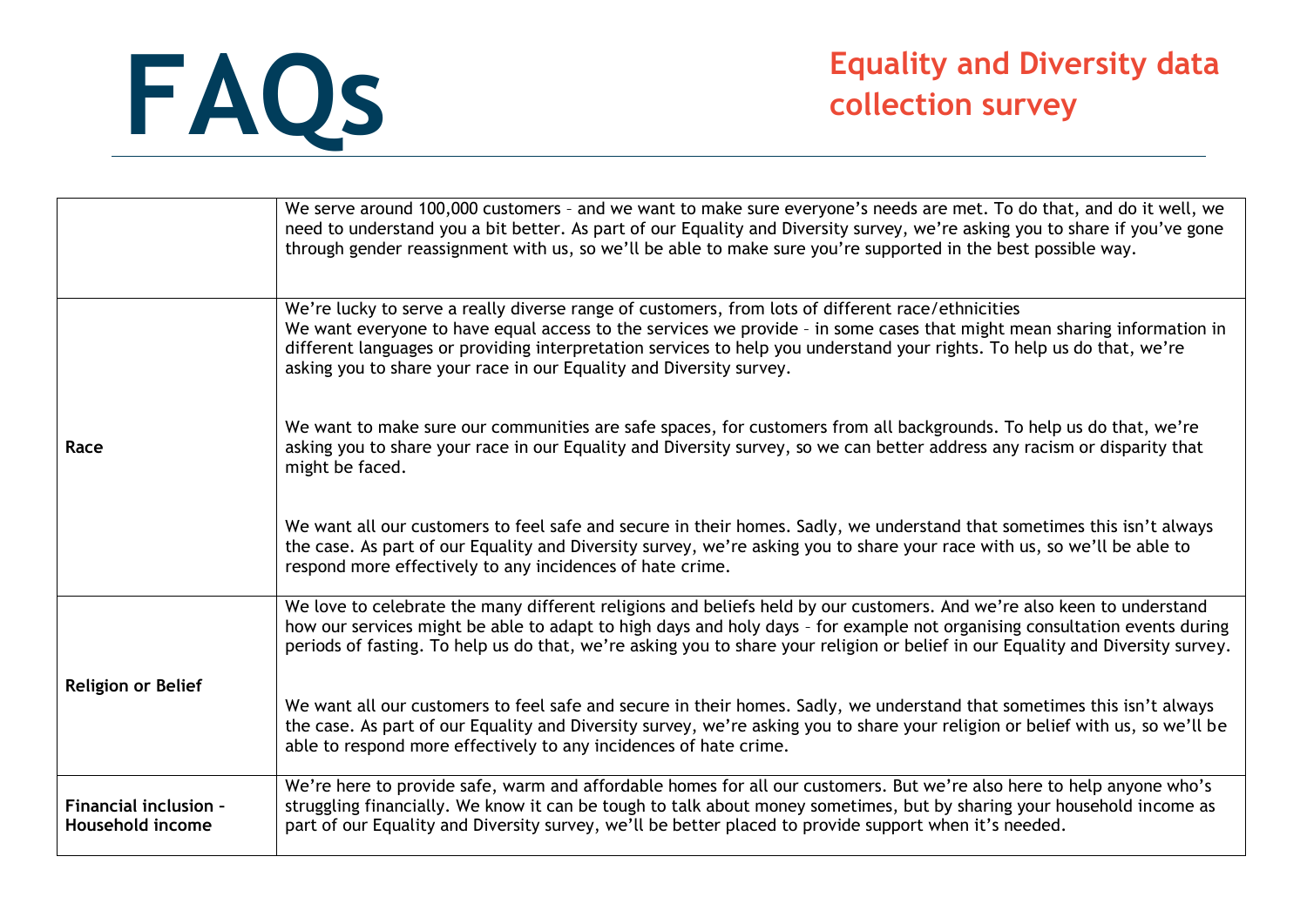# FAQs

## Equality and Diversity data collection survey

| | |
|---|---|
| | We serve around 100,000 customers – and we want to make sure everyone's needs are met. To do that, and do it well, we need to understand you a bit better. As part of our Equality and Diversity survey, we're asking you to share if you've gone through gender reassignment with us, so we'll be able to make sure you're supported in the best possible way. |
| **Race** | We're lucky to serve a really diverse range of customers, from lots of different race/ethnicities<br>We want everyone to have equal access to the services we provide – in some cases that might mean sharing information in different languages or providing interpretation services to help you understand your rights. To help us do that, we're asking you to share your race in our Equality and Diversity survey.<br><br>We want to make sure our communities are safe spaces, for customers from all backgrounds. To help us do that, we're asking you to share your race in our Equality and Diversity survey, so we can better address any racism or disparity that might be faced.<br><br>We want all our customers to feel safe and secure in their homes. Sadly, we understand that sometimes this isn't always the case. As part of our Equality and Diversity survey, we're asking you to share your race with us, so we'll be able to respond more effectively to any incidences of hate crime. |
| **Religion or Belief** | We love to celebrate the many different religions and beliefs held by our customers. And we're also keen to understand how our services might be able to adapt to high days and holy days – for example not organising consultation events during periods of fasting. To help us do that, we're asking you to share your religion or belief in our Equality and Diversity survey.<br><br>We want all our customers to feel safe and secure in their homes. Sadly, we understand that sometimes this isn't always the case. As part of our Equality and Diversity survey, we're asking you to share your religion or belief with us, so we'll be able to respond more effectively to any incidences of hate crime. |
| **Financial inclusion – Household income** | We're here to provide safe, warm and affordable homes for all our customers. But we're also here to help anyone who's struggling financially. We know it can be tough to talk about money sometimes, but by sharing your household income as part of our Equality and Diversity survey, we'll be better placed to provide support when it's needed. |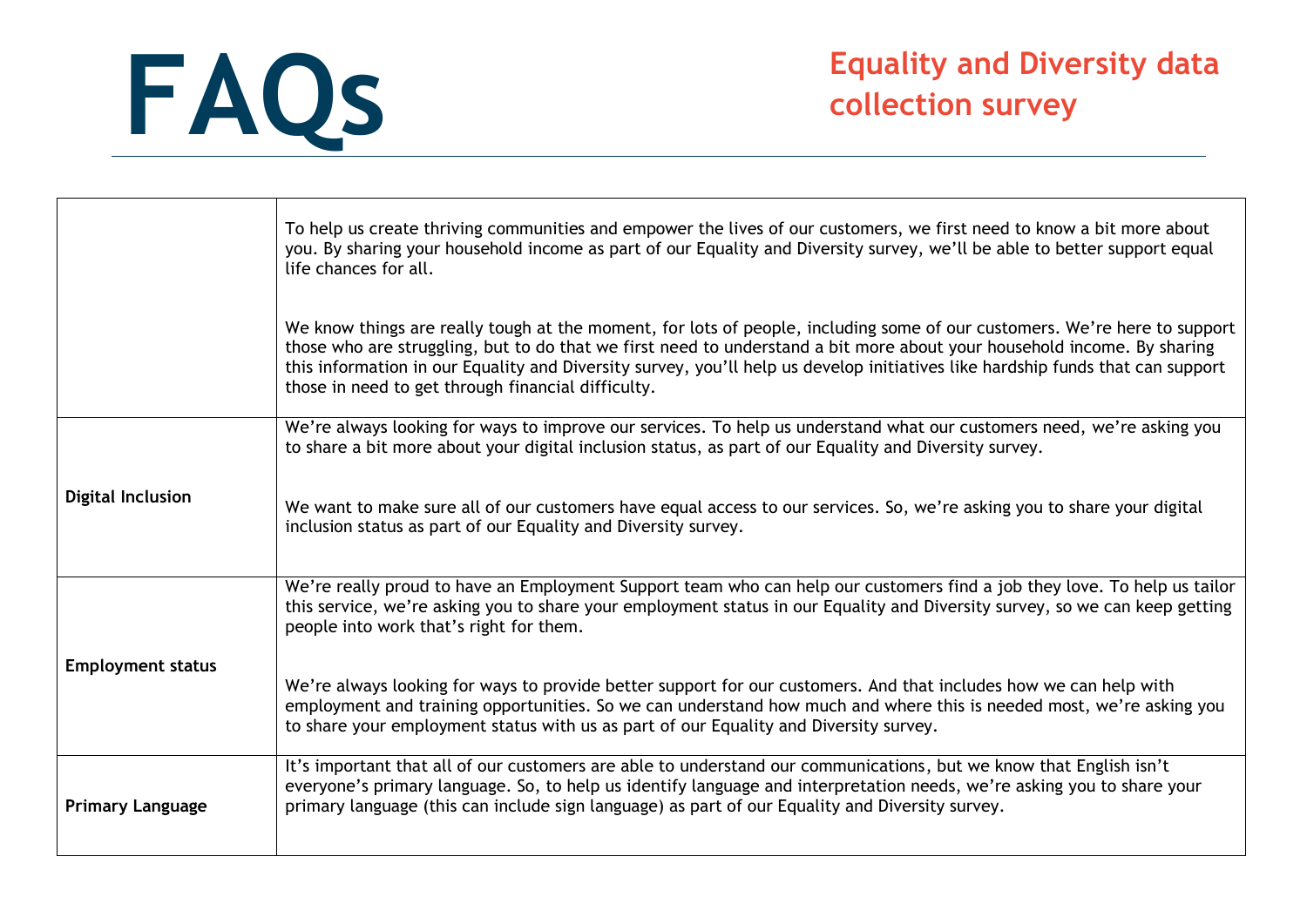# FAQs

## Equality and Diversity data collection survey

| | |
|---|---|
| | To help us create thriving communities and empower the lives of our customers, we first need to know a bit more about you. By sharing your household income as part of our Equality and Diversity survey, we'll be able to better support equal life chances for all.<br><br>We know things are really tough at the moment, for lots of people, including some of our customers. We're here to support those who are struggling, but to do that we first need to understand a bit more about your household income. By sharing this information in our Equality and Diversity survey, you'll help us develop initiatives like hardship funds that can support those in need to get through financial difficulty. |
| **Digital Inclusion** | We're always looking for ways to improve our services. To help us understand what our customers need, we're asking you to share a bit more about your digital inclusion status, as part of our Equality and Diversity survey.<br><br>We want to make sure all of our customers have equal access to our services. So, we're asking you to share your digital inclusion status as part of our Equality and Diversity survey. |
| **Employment status** | We're really proud to have an Employment Support team who can help our customers find a job they love. To help us tailor this service, we're asking you to share your employment status in our Equality and Diversity survey, so we can keep getting people into work that's right for them.<br><br>We're always looking for ways to provide better support for our customers. And that includes how we can help with employment and training opportunities. So we can understand how much and where this is needed most, we're asking you to share your employment status with us as part of our Equality and Diversity survey. |
| **Primary Language** | It's important that all of our customers are able to understand our communications, but we know that English isn't everyone's primary language. So, to help us identify language and interpretation needs, we're asking you to share your primary language (this can include sign language) as part of our Equality and Diversity survey. |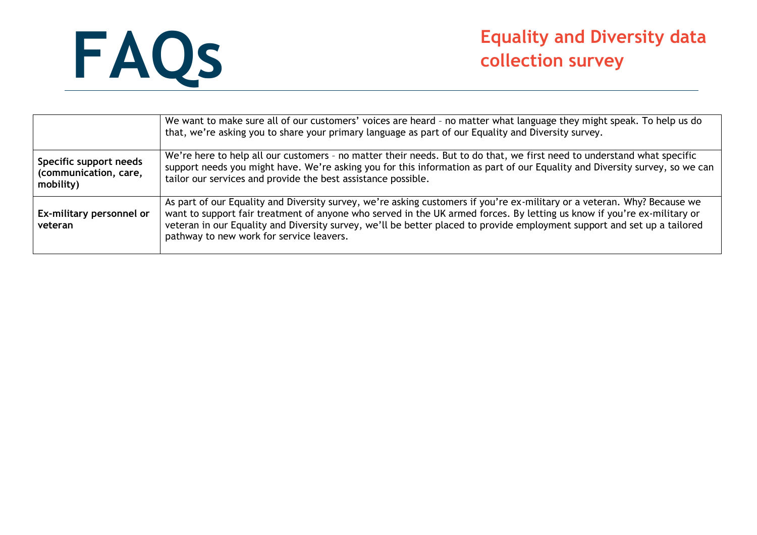| | |
|---|---|
| | We want to make sure all of our customers' voices are heard – no matter what language they might speak. To help us do that, we're asking you to share your primary language as part of our Equality and Diversity survey. |
| **Specific support needs (communication, care, mobility)** | We're here to help all our customers – no matter their needs. But to do that, we first need to understand what specific support needs you might have. We're asking you for this information as part of our Equality and Diversity survey, so we can tailor our services and provide the best assistance possible. |
| **Ex-military personnel or veteran** | As part of our Equality and Diversity survey, we're asking customers if you're ex-military or a veteran. Why? Because we want to support fair treatment of anyone who served in the UK armed forces. By letting us know if you're ex-military or veteran in our Equality and Diversity survey, we'll be better placed to provide employment support and set up a tailored pathway to new work for service leavers. |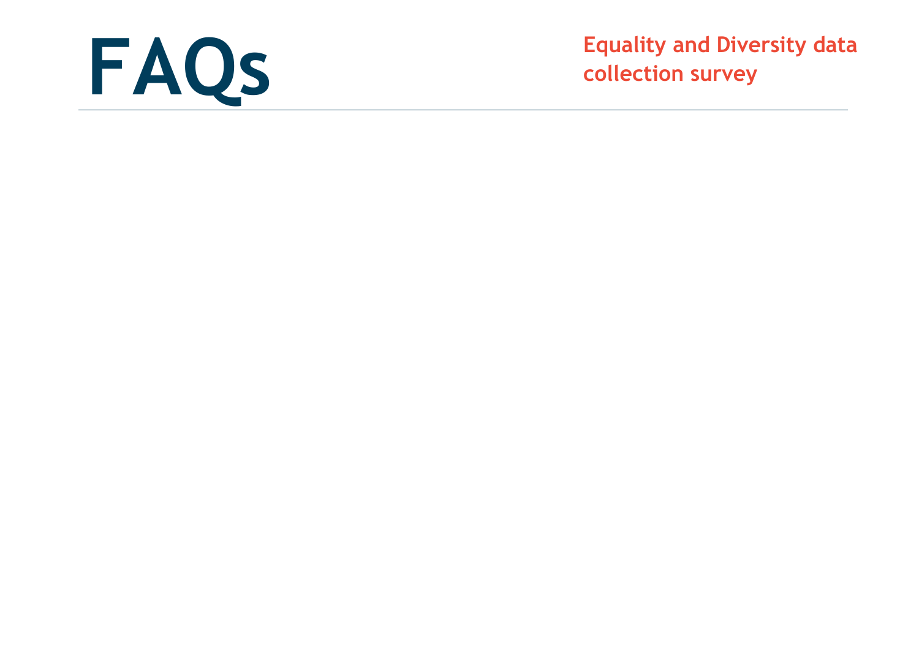# FAQs

**Equality and Diversity data collection survey**